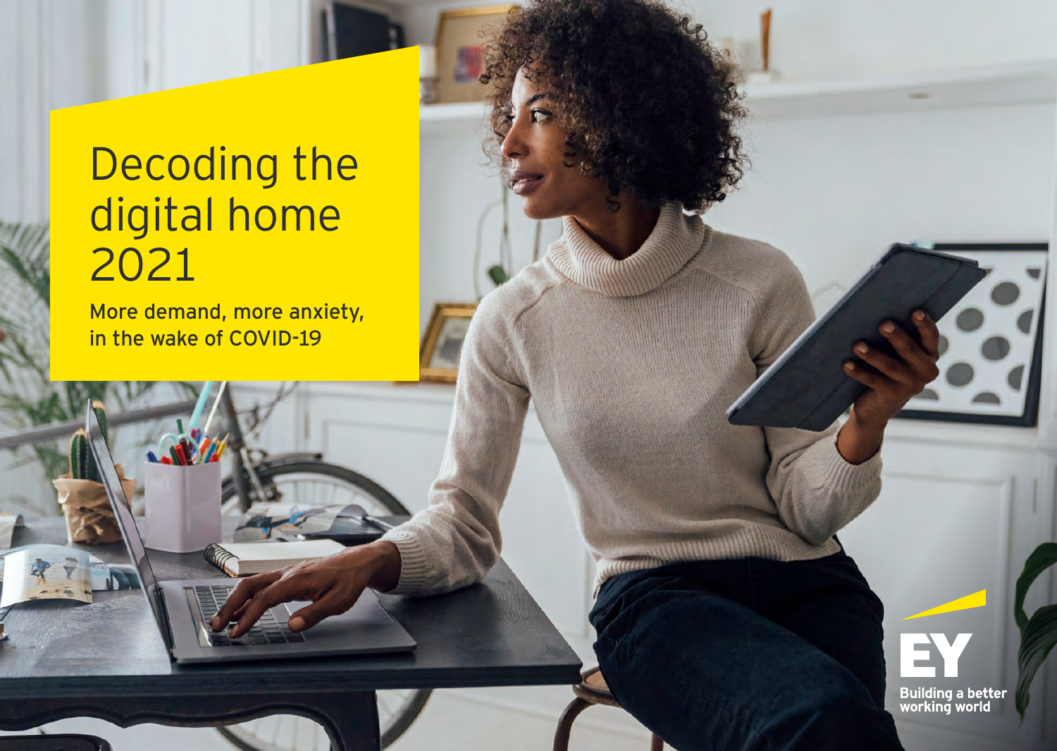# Decoding the digital home 2021

More demand, more anxiety, in the wake of COVID-19

EY

Building a better working world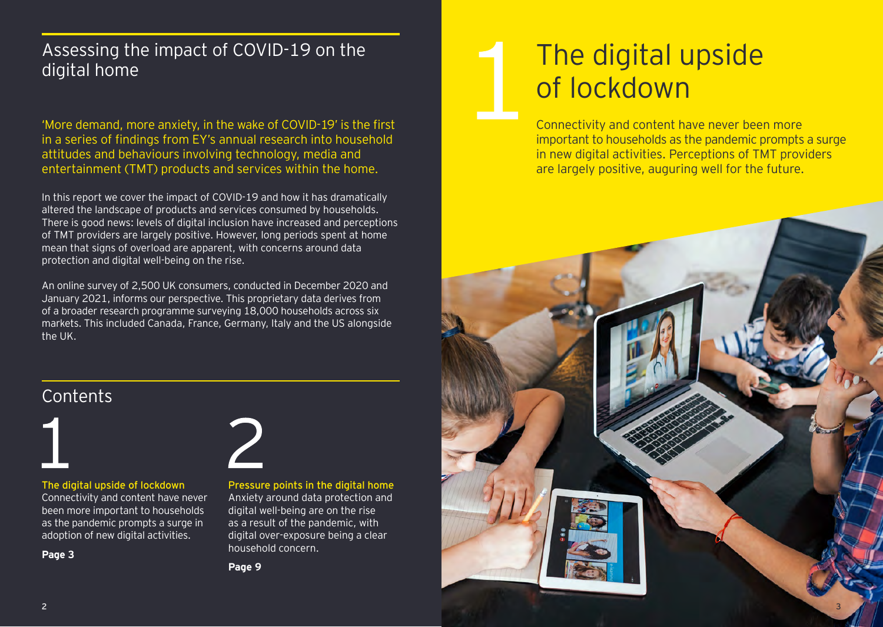## Assessing the impact of COVID-19 on the digital home

'More demand, more anxiety, in the wake of COVID-19' is the first in a series of findings from EY's annual research into household attitudes and behaviours involving technology, media and entertainment (TMT) products and services within the home.

In this report we cover the impact of COVID-19 and how it has dramatically altered the landscape of products and services consumed by households. There is good news: levels of digital inclusion have increased and perceptions of TMT providers are largely positive. However, long periods spent at home mean that signs of overload are apparent, with concerns around data protection and digital well-being on the rise.

An online survey of 2,500 UK consumers, conducted in December 2020 and January 2021, informs our perspective. This proprietary data derives from of a broader research programme surveying 18,000 households across six markets. This included Canada, France, Germany, Italy and the US alongside the UK.

## Contents

**1**

**The digital upside of lockdown**
Connectivity and content have never been more important to households as the pandemic prompts a surge in adoption of new digital activities.

**Page 3**

**2**

**Pressure points in the digital home**
Anxiety around data protection and digital well-being are on the rise as a result of the pandemic, with digital over-exposure being a clear household concern.

**Page 9**

# 1 The digital upside of lockdown

Connectivity and content have never been more important to households as the pandemic prompts a surge in new digital activities. Perceptions of TMT providers are largely positive, auguring well for the future.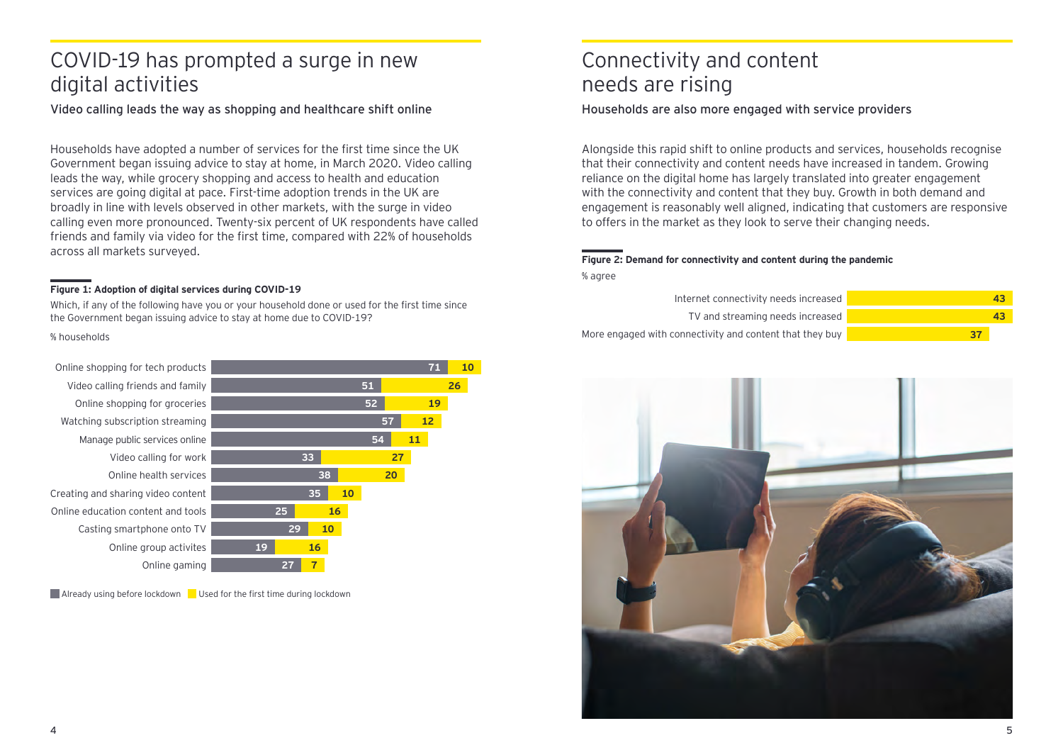# COVID-19 has prompted a surge in new digital activities

**Video calling leads the way as shopping and healthcare shift online**

Households have adopted a number of services for the first time since the UK Government began issuing advice to stay at home, in March 2020. Video calling leads the way, while grocery shopping and access to health and education services are going digital at pace. First-time adoption trends in the UK are broadly in line with levels observed in other markets, with the surge in video calling even more pronounced. Twenty-six percent of UK respondents have called friends and family via video for the first time, compared with 22% of households across all markets surveyed.

**Figure 1: Adoption of digital services during COVID-19**

Which, if any of the following have you or your household done or used for the first time since the Government began issuing advice to stay at home due to COVID-19?

% households

| Service | Already using before lockdown | Used for the first time during lockdown |
|---|---|---|
| Online shopping for tech products | 71 | 10 |
| Video calling friends and family | 51 | 26 |
| Online shopping for groceries | 52 | 19 |
| Watching subscription streaming | 57 | 12 |
| Manage public services online | 54 | 11 |
| Video calling for work | 33 | 27 |
| Online health services | 38 | 20 |
| Creating and sharing video content | 35 | 10 |
| Online education content and tools | 25 | 16 |
| Casting smartphone onto TV | 29 | 10 |
| Online group activites | 19 | 16 |
| Online gaming | 27 | 7 |

# Connectivity and content needs are rising

**Households are also more engaged with service providers**

Alongside this rapid shift to online products and services, households recognise that their connectivity and content needs have increased in tandem. Growing reliance on the digital home has largely translated into greater engagement with the connectivity and content that they buy. Growth in both demand and engagement is reasonably well aligned, indicating that customers are responsive to offers in the market as they look to serve their changing needs.

**Figure 2: Demand for connectivity and content during the pandemic**

% agree

| Statement | % agree |
|---|---|
| Internet connectivity needs increased | 43 |
| TV and streaming needs increased | 43 |
| More engaged with connectivity and content that they buy | 37 |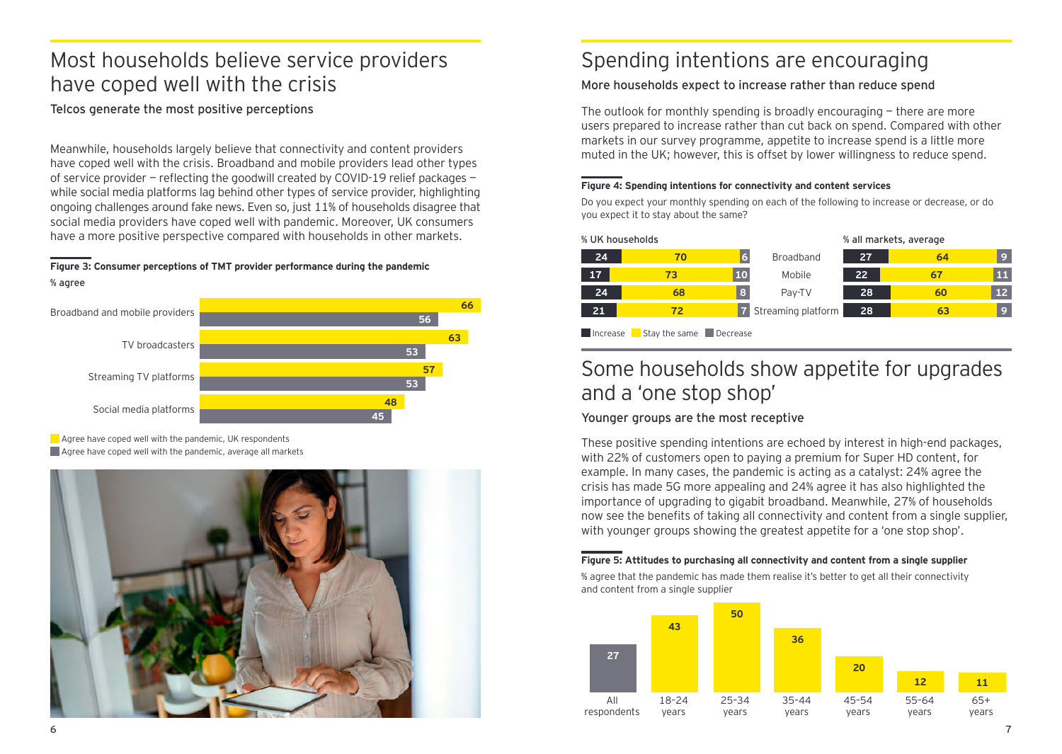## Most households believe service providers have coped well with the crisis

### Telcos generate the most positive perceptions

Meanwhile, households largely believe that connectivity and content providers have coped well with the crisis. Broadband and mobile providers lead other types of service provider — reflecting the goodwill created by COVID-19 relief packages — while social media platforms lag behind other types of service provider, highlighting ongoing challenges around fake news. Even so, just 11% of households disagree that social media providers have coped well with pandemic. Moreover, UK consumers have a more positive perspective compared with households in other markets.

**Figure 3: Consumer perceptions of TMT provider performance during the pandemic**

% agree

| | Agree have coped well with the pandemic, UK respondents | Agree have coped well with the pandemic, average all markets |
|---|---|---|
| Broadband and mobile providers | 66 | 56 |
| TV broadcasters | 63 | 53 |
| Streaming TV platforms | 57 | 53 |
| Social media platforms | 48 | 45 |

## Spending intentions are encouraging

### More households expect to increase rather than reduce spend

The outlook for monthly spending is broadly encouraging — there are more users prepared to increase rather than cut back on spend. Compared with other markets in our survey programme, appetite to increase spend is a little more muted in the UK; however, this is offset by lower willingness to reduce spend.

**Figure 4: Spending intentions for connectivity and content services**

Do you expect your monthly spending on each of the following to increase or decrease, or do you expect it to stay about the same?

| | % UK households | | | % all markets, average | | |
|---|---|---|---|---|---|---|
| | Increase | Stay the same | Decrease | Increase | Stay the same | Decrease |
| Broadband | 24 | 70 | 6 | 27 | 64 | 9 |
| Mobile | 17 | 73 | 10 | 22 | 67 | 11 |
| Pay-TV | 24 | 68 | 8 | 28 | 60 | 12 |
| Streaming platform | 21 | 72 | 7 | 28 | 63 | 9 |

## Some households show appetite for upgrades and a ‘one stop shop’

### Younger groups are the most receptive

These positive spending intentions are echoed by interest in high-end packages, with 22% of customers open to paying a premium for Super HD content, for example. In many cases, the pandemic is acting as a catalyst: 24% agree the crisis has made 5G more appealing and 24% agree it has also highlighted the importance of upgrading to gigabit broadband. Meanwhile, 27% of households now see the benefits of taking all connectivity and content from a single supplier, with younger groups showing the greatest appetite for a ‘one stop shop’.

**Figure 5: Attitudes to purchasing all connectivity and content from a single supplier**

% agree that the pandemic has made them realise it's better to get all their connectivity and content from a single supplier

| All respondents | 18-24 years | 25-34 years | 35-44 years | 45-54 years | 55-64 years | 65+ years |
|---|---|---|---|---|---|---|
| 27 | 43 | 50 | 36 | 20 | 12 | 11 |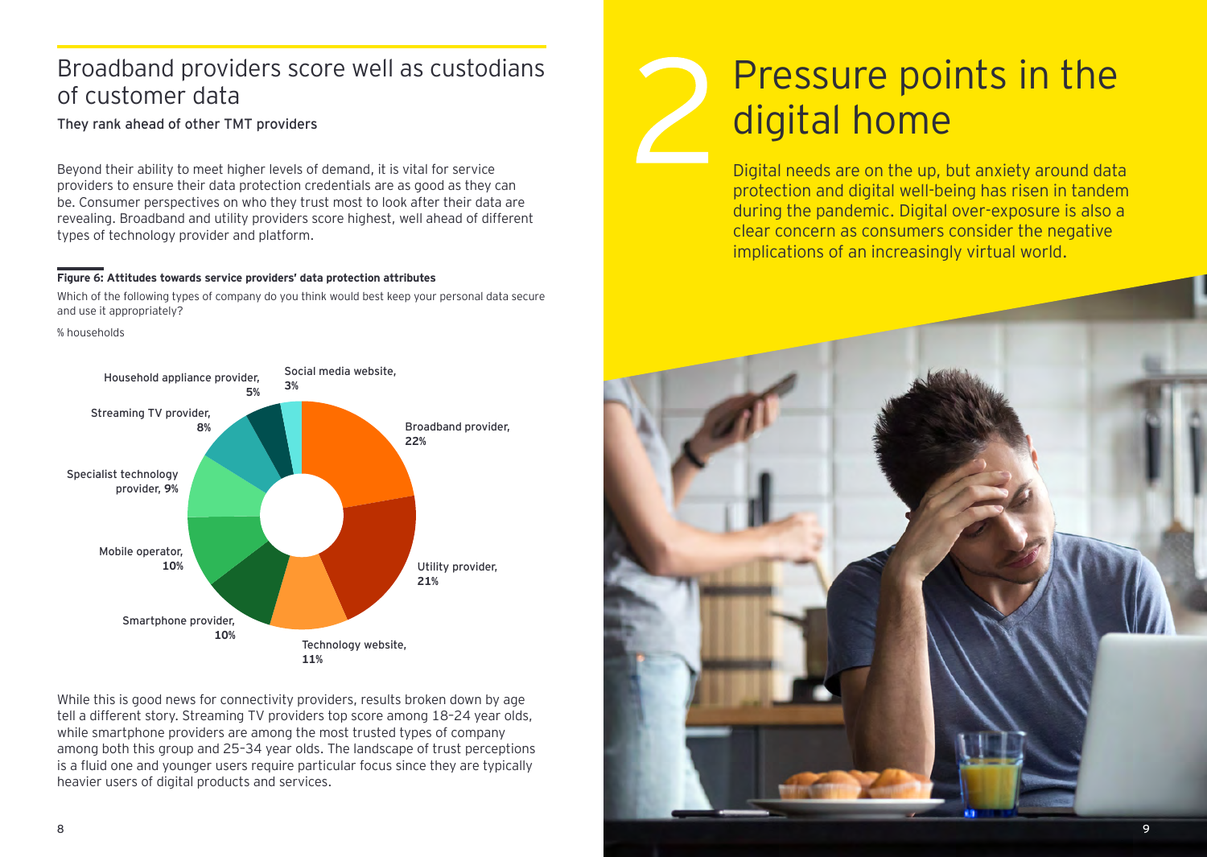## Broadband providers score well as custodians of customer data

They rank ahead of other TMT providers

Beyond their ability to meet higher levels of demand, it is vital for service providers to ensure their data protection credentials are as good as they can be. Consumer perspectives on who they trust most to look after their data are revealing. Broadband and utility providers score highest, well ahead of different types of technology provider and platform.

**Figure 6: Attitudes towards service providers' data protection attributes**

Which of the following types of company do you think would best keep your personal data secure and use it appropriately?

% households

| Type of company | % households |
|---|---|
| Broadband provider | 22% |
| Utility provider | 21% |
| Technology website | 11% |
| Smartphone provider | 10% |
| Mobile operator | 10% |
| Specialist technology provider | 9% |
| Streaming TV provider | 8% |
| Household appliance provider | 5% |
| Social media website | 3% |

While this is good news for connectivity providers, results broken down by age tell a different story. Streaming TV providers top score among 18–24 year olds, while smartphone providers are among the most trusted types of company among both this group and 25–34 year olds. The landscape of trust perceptions is a fluid one and younger users require particular focus since they are typically heavier users of digital products and services.

# 2 Pressure points in the digital home

Digital needs are on the up, but anxiety around data protection and digital well-being has risen in tandem during the pandemic. Digital over-exposure is also a clear concern as consumers consider the negative implications of an increasingly virtual world.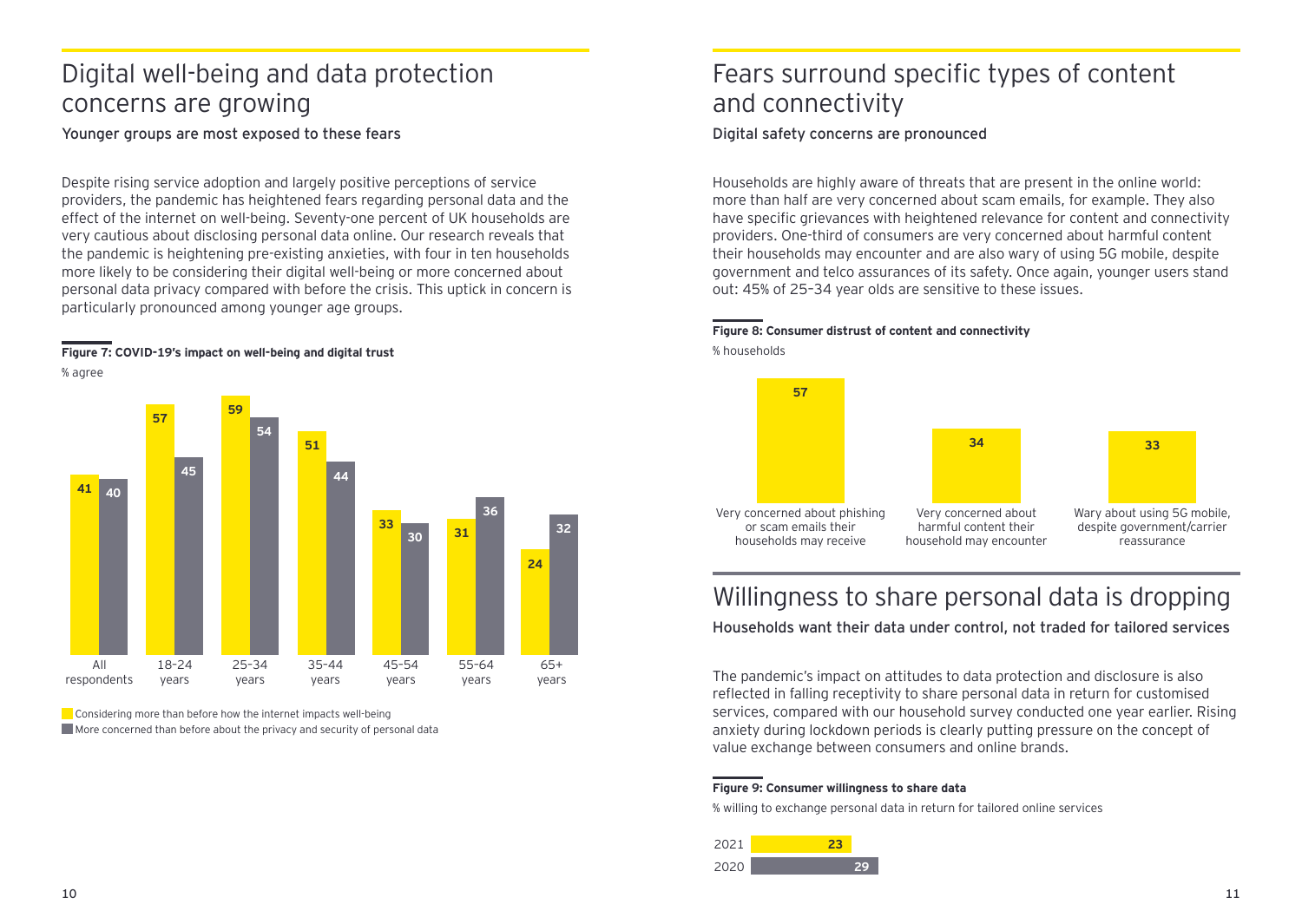# Digital well-being and data protection concerns are growing

**Younger groups are most exposed to these fears**

Despite rising service adoption and largely positive perceptions of service providers, the pandemic has heightened fears regarding personal data and the effect of the internet on well-being. Seventy-one percent of UK households are very cautious about disclosing personal data online. Our research reveals that the pandemic is heightening pre-existing anxieties, with four in ten households more likely to be considering their digital well-being or more concerned about personal data privacy compared with before the crisis. This uptick in concern is particularly pronounced among younger age groups.

**Figure 7: COVID-19's impact on well-being and digital trust**

% agree

| | All respondents | 18–24 years | 25–34 years | 35–44 years | 45–54 years | 55–64 years | 65+ years |
|---|---|---|---|---|---|---|---|
| Considering more than before how the internet impacts well-being | 41 | 57 | 59 | 51 | 33 | 31 | 24 |
| More concerned than before about the privacy and security of personal data | 40 | 45 | 54 | 44 | 30 | 36 | 32 |

# Fears surround specific types of content and connectivity

**Digital safety concerns are pronounced**

Households are highly aware of threats that are present in the online world: more than half are very concerned about scam emails, for example. They also have specific grievances with heightened relevance for content and connectivity providers. One-third of consumers are very concerned about harmful content their households may encounter and are also wary of using 5G mobile, despite government and telco assurances of its safety. Once again, younger users stand out: 45% of 25–34 year olds are sensitive to these issues.

**Figure 8: Consumer distrust of content and connectivity**

% households

| | % households |
|---|---|
| Very concerned about phishing or scam emails their households may receive | 57 |
| Very concerned about harmful content their household may encounter | 34 |
| Wary about using 5G mobile, despite government/carrier reassurance | 33 |

# Willingness to share personal data is dropping

**Households want their data under control, not traded for tailored services**

The pandemic's impact on attitudes to data protection and disclosure is also reflected in falling receptivity to share personal data in return for customised services, compared with our household survey conducted one year earlier. Rising anxiety during lockdown periods is clearly putting pressure on the concept of value exchange between consumers and online brands.

**Figure 9: Consumer willingness to share data**

% willing to exchange personal data in return for tailored online services

| Year | % |
|---|---|
| 2021 | 23 |
| 2020 | 29 |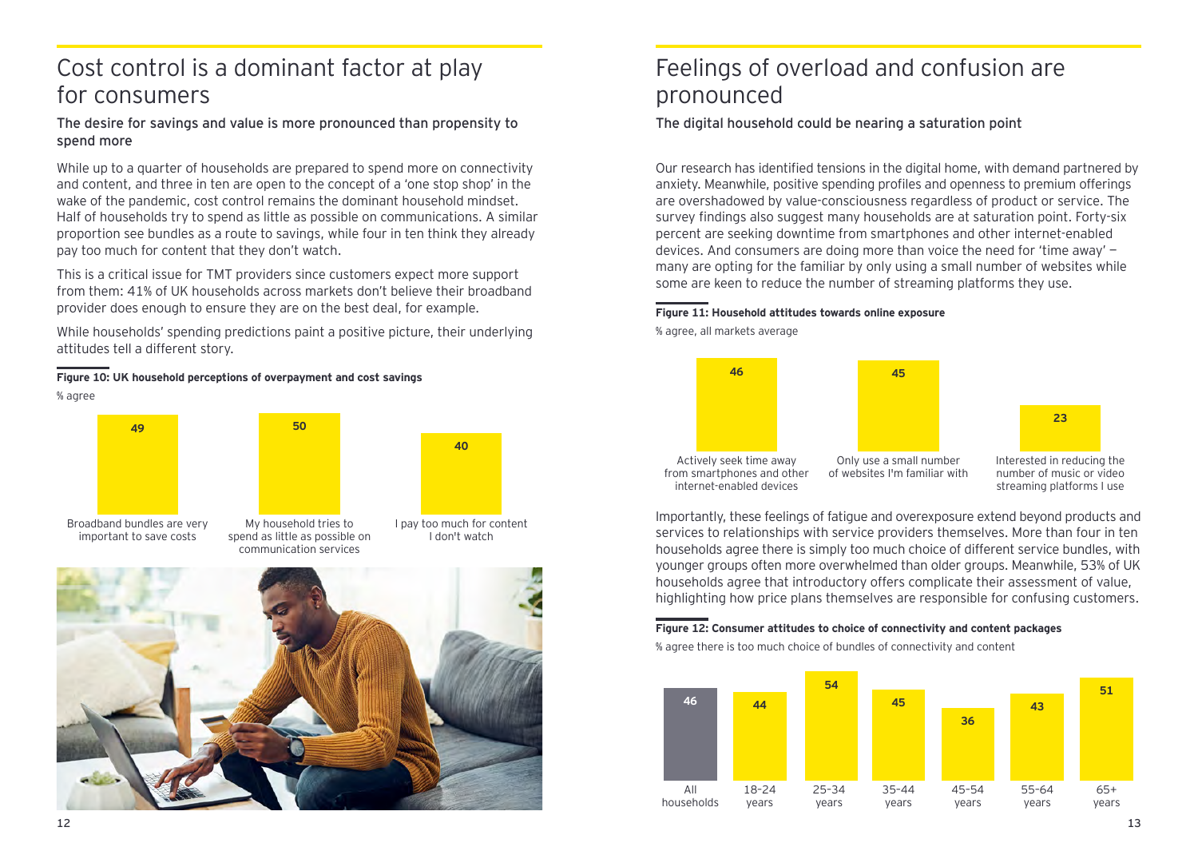# Cost control is a dominant factor at play for consumers

**The desire for savings and value is more pronounced than propensity to spend more**

While up to a quarter of households are prepared to spend more on connectivity and content, and three in ten are open to the concept of a 'one stop shop' in the wake of the pandemic, cost control remains the dominant household mindset. Half of households try to spend as little as possible on communications. A similar proportion see bundles as a route to savings, while four in ten think they already pay too much for content that they don't watch.

This is a critical issue for TMT providers since customers expect more support from them: 41% of UK households across markets don't believe their broadband provider does enough to ensure they are on the best deal, for example.

While households' spending predictions paint a positive picture, their underlying attitudes tell a different story.

**Figure 10: UK household perceptions of overpayment and cost savings**

% agree

| Statement | % agree |
| --- | --- |
| Broadband bundles are very important to save costs | 49 |
| My household tries to spend as little as possible on communication services | 50 |
| I pay too much for content I don't watch | 40 |

# Feelings of overload and confusion are pronounced

**The digital household could be nearing a saturation point**

Our research has identified tensions in the digital home, with demand partnered by anxiety. Meanwhile, positive spending profiles and openness to premium offerings are overshadowed by value-consciousness regardless of product or service. The survey findings also suggest many households are at saturation point. Forty-six percent are seeking downtime from smartphones and other internet-enabled devices. And consumers are doing more than voice the need for 'time away' — many are opting for the familiar by only using a small number of websites while some are keen to reduce the number of streaming platforms they use.

**Figure 11: Household attitudes towards online exposure**

% agree, all markets average

| Statement | % agree |
| --- | --- |
| Actively seek time away from smartphones and other internet-enabled devices | 46 |
| Only use a small number of websites I'm familiar with | 45 |
| Interested in reducing the number of music or video streaming platforms I use | 23 |

Importantly, these feelings of fatigue and overexposure extend beyond products and services to relationships with service providers themselves. More than four in ten households agree there is simply too much choice of different service bundles, with younger groups often more overwhelmed than older groups. Meanwhile, 53% of UK households agree that introductory offers complicate their assessment of value, highlighting how price plans themselves are responsible for confusing customers.

**Figure 12: Consumer attitudes to choice of connectivity and content packages**

% agree there is too much choice of bundles of connectivity and content

| Group | % agree |
| --- | --- |
| All households | 46 |
| 18-24 years | 44 |
| 25-34 years | 54 |
| 35-44 years | 45 |
| 45-54 years | 36 |
| 55-64 years | 43 |
| 65+ years | 51 |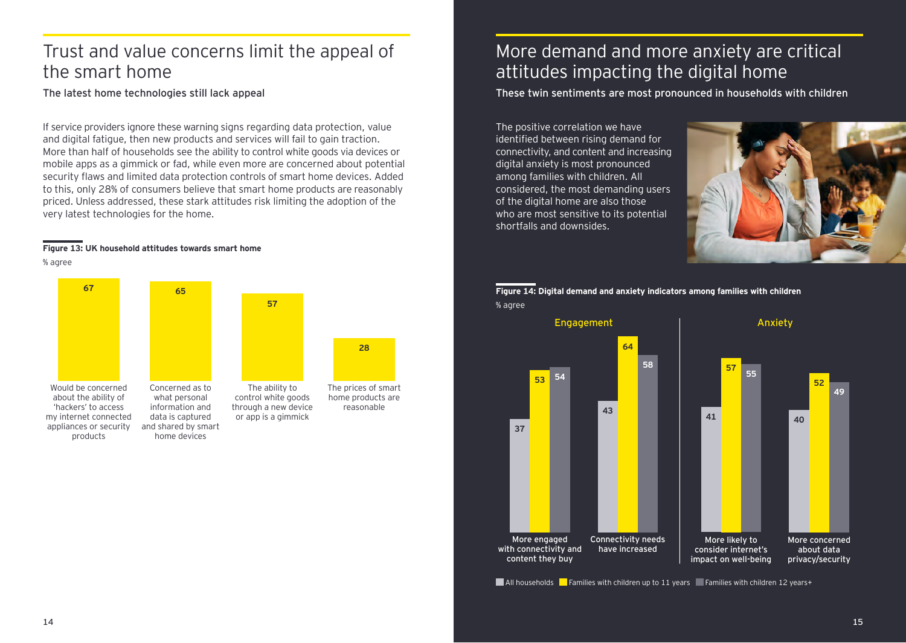# Trust and value concerns limit the appeal of the smart home

The latest home technologies still lack appeal

If service providers ignore these warning signs regarding data protection, value and digital fatigue, then new products and services will fail to gain traction. More than half of households see the ability to control white goods via devices or mobile apps as a gimmick or fad, while even more are concerned about potential security flaws and limited data protection controls of smart home devices. Added to this, only 28% of consumers believe that smart home products are reasonably priced. Unless addressed, these stark attitudes risk limiting the adoption of the very latest technologies for the home.

**Figure 13: UK household attitudes towards smart home**

% agree

| Statement | % agree |
|---|---|
| Would be concerned about the ability of 'hackers' to access my internet connected appliances or security products | 67 |
| Concerned as to what personal information and data is captured and shared by smart home devices | 65 |
| The ability to control white goods through a new device or app is a gimmick | 57 |
| The prices of smart home products are reasonable | 28 |

# More demand and more anxiety are critical attitudes impacting the digital home

These twin sentiments are most pronounced in households with children

The positive correlation we have identified between rising demand for connectivity, and content and increasing digital anxiety is most pronounced among families with children. All considered, the most demanding users of the digital home are also those who are most sensitive to its potential shortfalls and downsides.

**Figure 14: Digital demand and anxiety indicators among families with children**

% agree

| | Indicator | All households | Families with children up to 11 years | Families with children 12 years+ |
|---|---|---|---|---|
| Engagement | More engaged with connectivity and content they buy | 37 | 53 | 54 |
| Engagement | Connectivity needs have increased | 43 | 64 | 58 |
| Anxiety | More likely to consider internet's impact on well-being | 41 | 57 | 55 |
| Anxiety | More concerned about data privacy/security | 40 | 52 | 49 |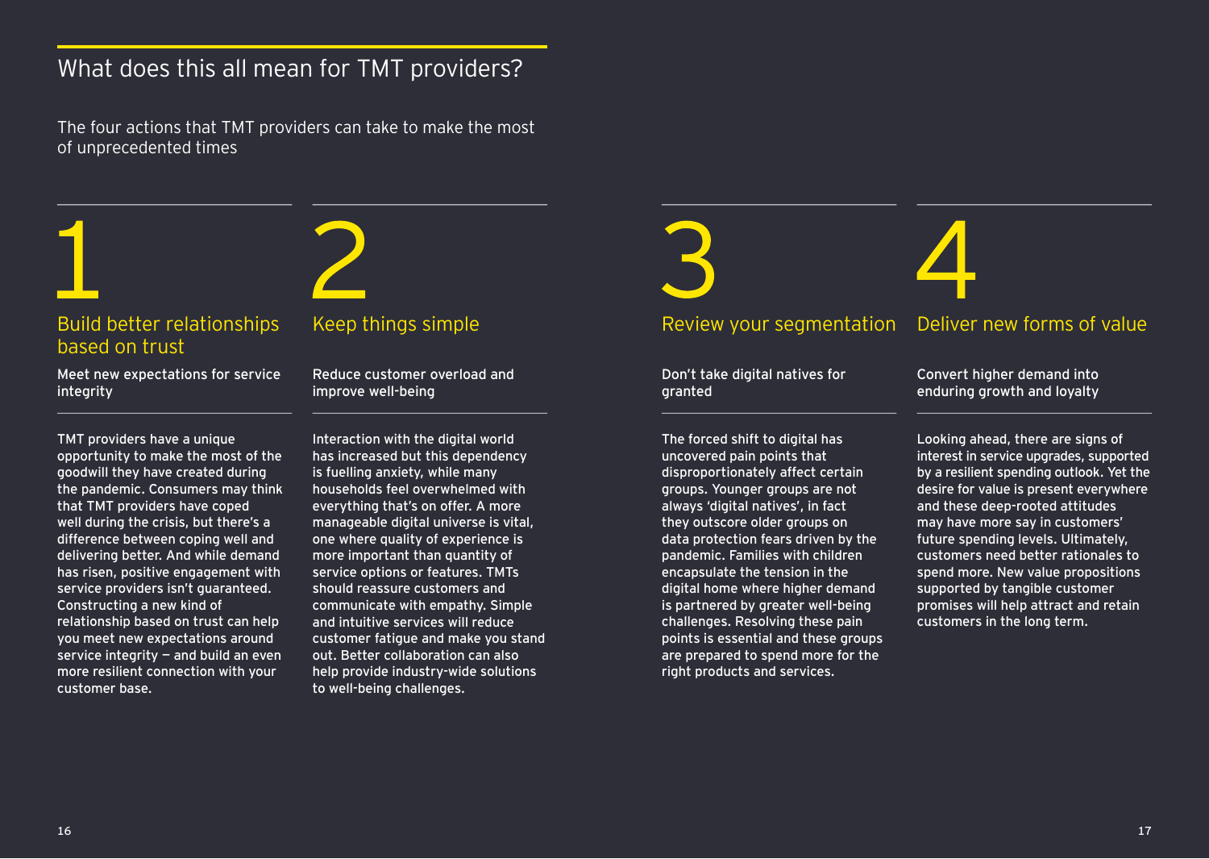## What does this all mean for TMT providers?

The four actions that TMT providers can take to make the most of unprecedented times

### 1

### Build better relationships based on trust

**Meet new expectations for service integrity**

TMT providers have a unique opportunity to make the most of the goodwill they have created during the pandemic. Consumers may think that TMT providers have coped well during the crisis, but there's a difference between coping well and delivering better. And while demand has risen, positive engagement with service providers isn't guaranteed. Constructing a new kind of relationship based on trust can help you meet new expectations around service integrity — and build an even more resilient connection with your customer base.

### 2

### Keep things simple

**Reduce customer overload and improve well-being**

Interaction with the digital world has increased but this dependency is fuelling anxiety, while many households feel overwhelmed with everything that's on offer. A more manageable digital universe is vital, one where quality of experience is more important than quantity of service options or features. TMTs should reassure customers and communicate with empathy. Simple and intuitive services will reduce customer fatigue and make you stand out. Better collaboration can also help provide industry-wide solutions to well-being challenges.

### 3

### Review your segmentation

**Don't take digital natives for granted**

The forced shift to digital has uncovered pain points that disproportionately affect certain groups. Younger groups are not always 'digital natives', in fact they outscore older groups on data protection fears driven by the pandemic. Families with children encapsulate the tension in the digital home where higher demand is partnered by greater well-being challenges. Resolving these pain points is essential and these groups are prepared to spend more for the right products and services.

### 4

### Deliver new forms of value

**Convert higher demand into enduring growth and loyalty**

Looking ahead, there are signs of interest in service upgrades, supported by a resilient spending outlook. Yet the desire for value is present everywhere and these deep-rooted attitudes may have more say in customers' future spending levels. Ultimately, customers need better rationales to spend more. New value propositions supported by tangible customer promises will help attract and retain customers in the long term.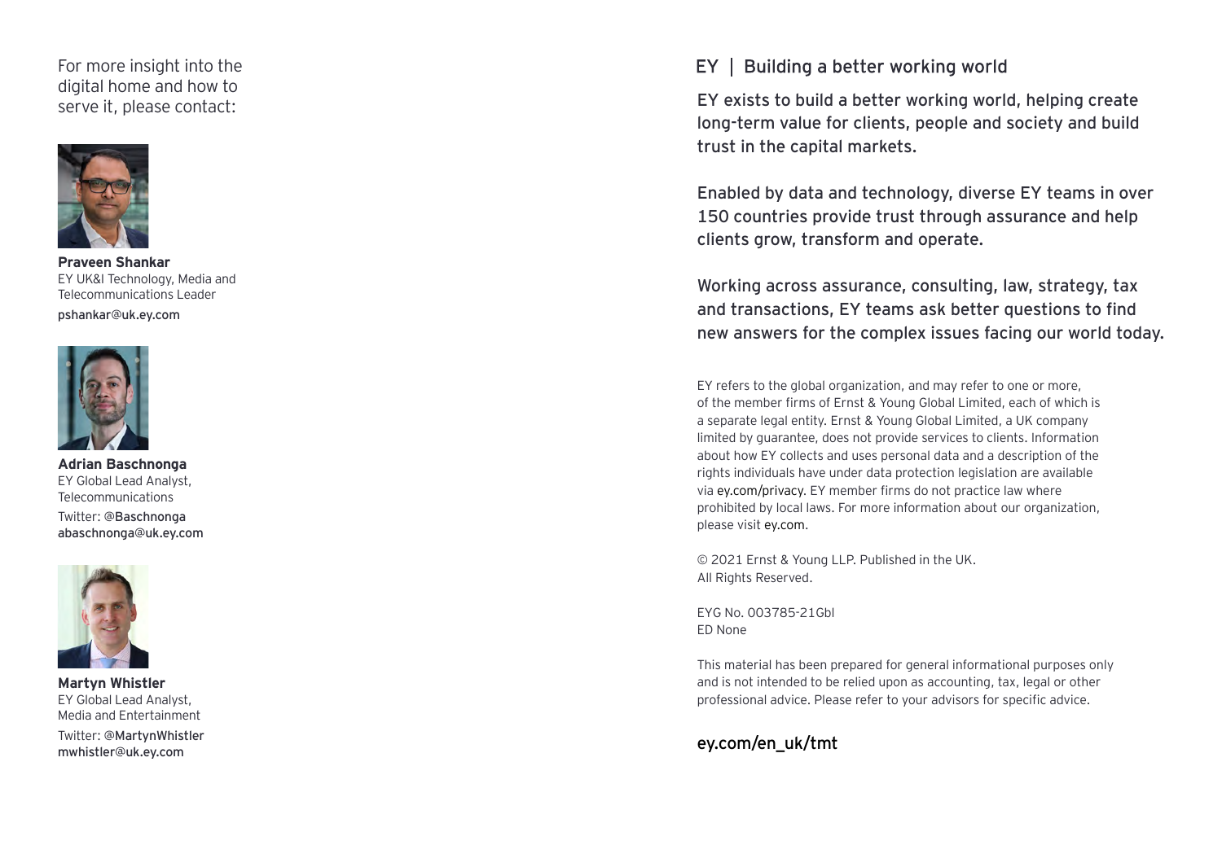For more insight into the digital home and how to serve it, please contact:

**Praveen Shankar**
EY UK&I Technology, Media and Telecommunications Leader
pshankar@uk.ey.com

**Adrian Baschnonga**
EY Global Lead Analyst, Telecommunications
Twitter: @Baschnonga
abaschnonga@uk.ey.com

**Martyn Whistler**
EY Global Lead Analyst, Media and Entertainment
Twitter: @MartynWhistler
mwhistler@uk.ey.com

## EY | Building a better working world

EY exists to build a better working world, helping create long-term value for clients, people and society and build trust in the capital markets.

Enabled by data and technology, diverse EY teams in over 150 countries provide trust through assurance and help clients grow, transform and operate.

Working across assurance, consulting, law, strategy, tax and transactions, EY teams ask better questions to find new answers for the complex issues facing our world today.

EY refers to the global organization, and may refer to one or more, of the member firms of Ernst & Young Global Limited, each of which is a separate legal entity. Ernst & Young Global Limited, a UK company limited by guarantee, does not provide services to clients. Information about how EY collects and uses personal data and a description of the rights individuals have under data protection legislation are available via ey.com/privacy. EY member firms do not practice law where prohibited by local laws. For more information about our organization, please visit ey.com.

© 2021 Ernst & Young LLP. Published in the UK.
All Rights Reserved.

EYG No. 003785-21Gbl
ED None

This material has been prepared for general informational purposes only and is not intended to be relied upon as accounting, tax, legal or other professional advice. Please refer to your advisors for specific advice.

ey.com/en_uk/tmt